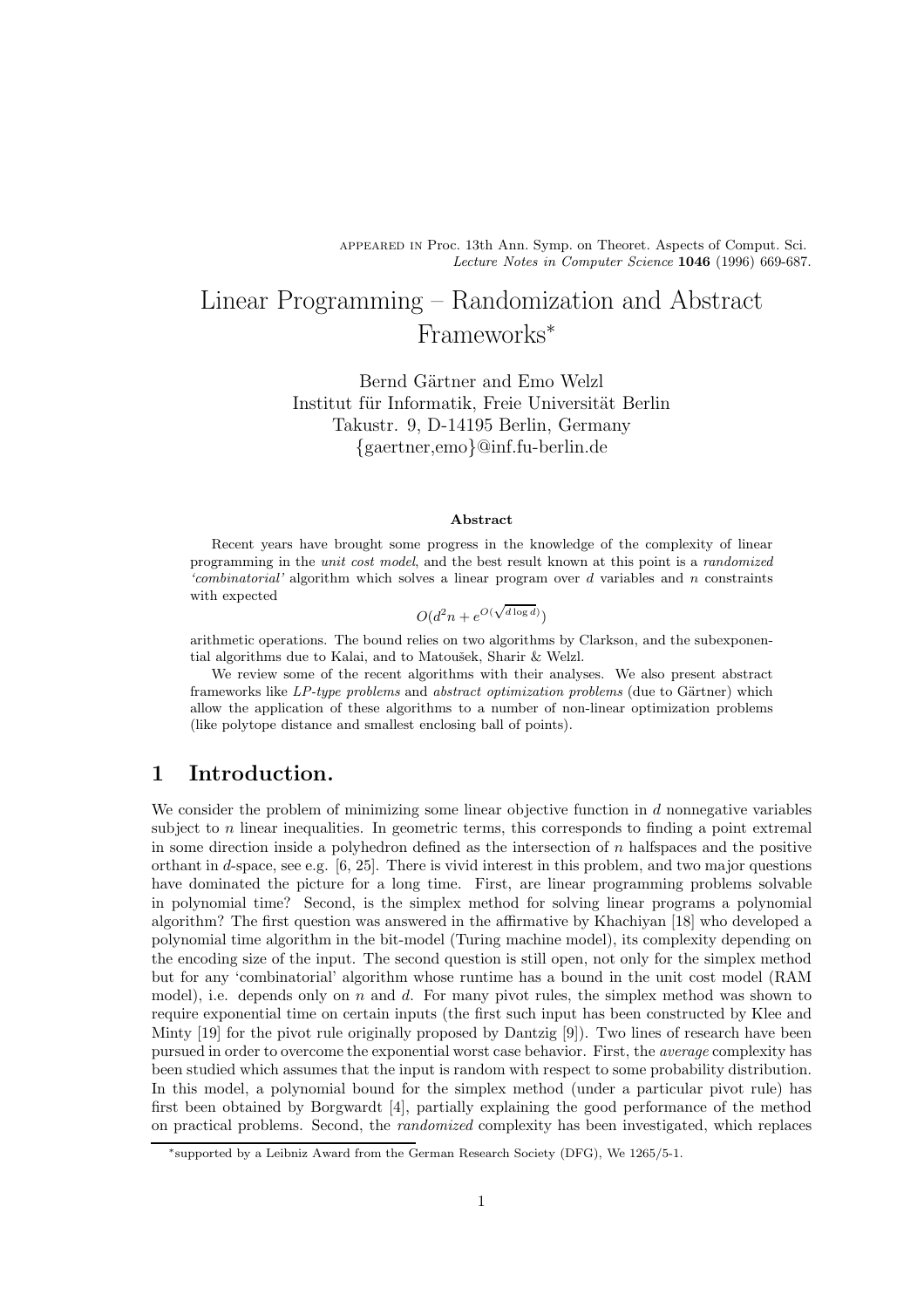APPEARED IN Proc. 13th Ann. Symp. on Theoret. Aspects of Comput. Sci.
*Lecture Notes in Computer Science* **1046** (1996) 669-687.

# Linear Programming – Randomization and Abstract Frameworks*

Bernd Gärtner and Emo Welzl
Institut für Informatik, Freie Universität Berlin
Takustr. 9, D-14195 Berlin, Germany
{gaertner,emo}@inf.fu-berlin.de

### Abstract

Recent years have brought some progress in the knowledge of the complexity of linear programming in the *unit cost model*, and the best result known at this point is a *randomized 'combinatorial'* algorithm which solves a linear program over $d$ variables and $n$ constraints with expected

$$O(d^2n + e^{O(\sqrt{d \log d})})$$

arithmetic operations. The bound relies on two algorithms by Clarkson, and the subexponential algorithms due to Kalai, and to Matoušek, Sharir & Welzl.

We review some of the recent algorithms with their analyses. We also present abstract frameworks like *LP-type problems* and *abstract optimization problems* (due to Gärtner) which allow the application of these algorithms to a number of non-linear optimization problems (like polytope distance and smallest enclosing ball of points).

## 1 Introduction.

We consider the problem of minimizing some linear objective function in $d$ nonnegative variables subject to $n$ linear inequalities. In geometric terms, this corresponds to finding a point extremal in some direction inside a polyhedron defined as the intersection of $n$ halfspaces and the positive orthant in $d$-space, see e.g. [6, 25]. There is vivid interest in this problem, and two major questions have dominated the picture for a long time. First, are linear programming problems solvable in polynomial time? Second, is the simplex method for solving linear programs a polynomial algorithm? The first question was answered in the affirmative by Khachiyan [18] who developed a polynomial time algorithm in the bit-model (Turing machine model), its complexity depending on the encoding size of the input. The second question is still open, not only for the simplex method but for any 'combinatorial' algorithm whose runtime has a bound in the unit cost model (RAM model), i.e. depends only on $n$ and $d$. For many pivot rules, the simplex method was shown to require exponential time on certain inputs (the first such input has been constructed by Klee and Minty [19] for the pivot rule originally proposed by Dantzig [9]). Two lines of research have been pursued in order to overcome the exponential worst case behavior. First, the *average* complexity has been studied which assumes that the input is random with respect to some probability distribution. In this model, a polynomial bound for the simplex method (under a particular pivot rule) has first been obtained by Borgwardt [4], partially explaining the good performance of the method on practical problems. Second, the *randomized* complexity has been investigated, which replaces

*supported by a Leibniz Award from the German Research Society (DFG), We 1265/5-1.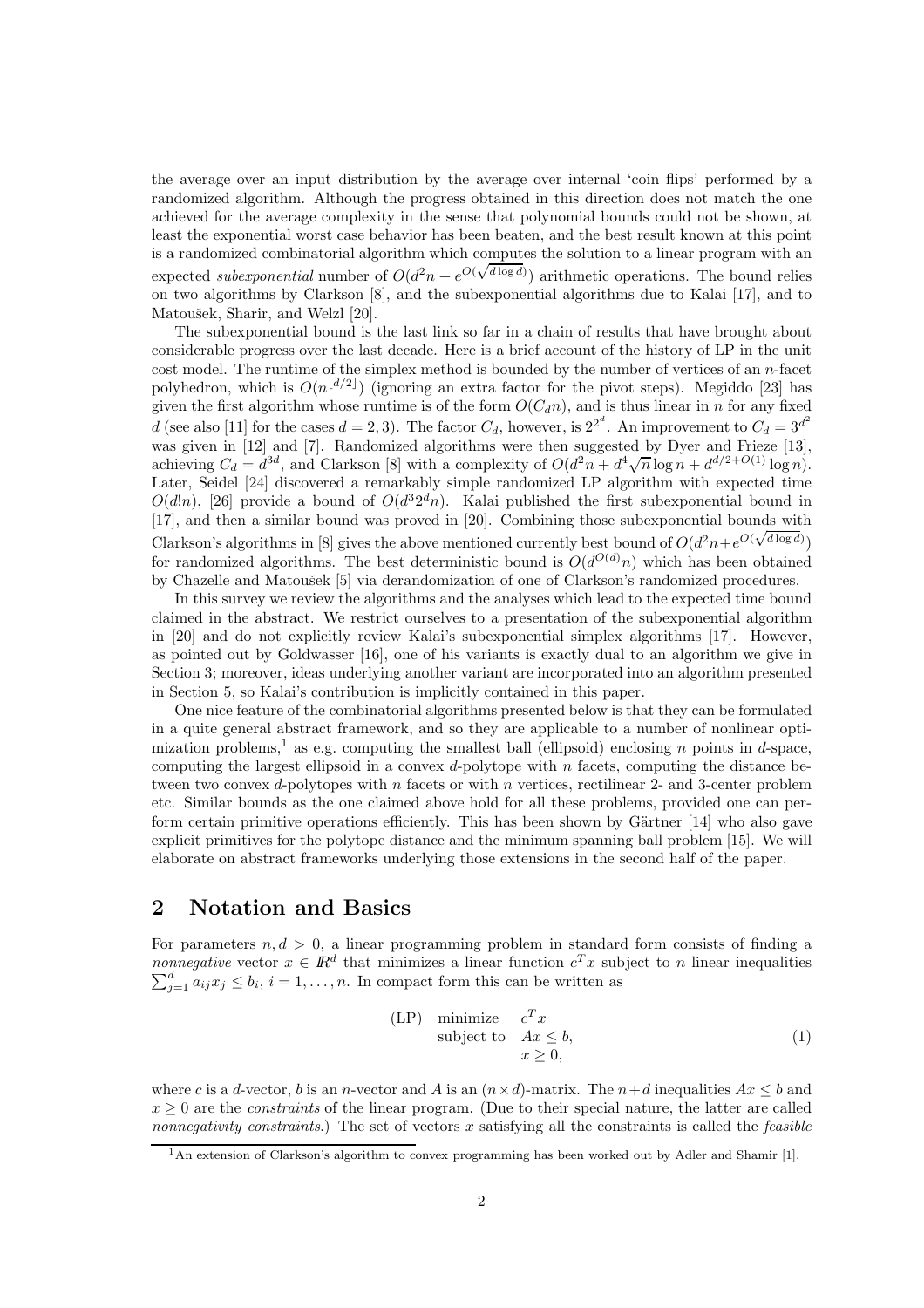the average over an input distribution by the average over internal 'coin flips' performed by a randomized algorithm. Although the progress obtained in this direction does not match the one achieved for the average complexity in the sense that polynomial bounds could not be shown, at least the exponential worst case behavior has been beaten, and the best result known at this point is a randomized combinatorial algorithm which computes the solution to a linear program with an expected *subexponential* number of $O(d^2 n + e^{O(\sqrt{d \log d})})$ arithmetic operations. The bound relies on two algorithms by Clarkson [8], and the subexponential algorithms due to Kalai [17], and to Matoušek, Sharir, and Welzl [20].

The subexponential bound is the last link so far in a chain of results that have brought about considerable progress over the last decade. Here is a brief account of the history of LP in the unit cost model. The runtime of the simplex method is bounded by the number of vertices of an $n$-facet polyhedron, which is $O(n^{\lfloor d/2 \rfloor})$ (ignoring an extra factor for the pivot steps). Megiddo [23] has given the first algorithm whose runtime is of the form $O(C_d n)$, and is thus linear in $n$ for any fixed $d$ (see also [11] for the cases $d = 2, 3$). The factor $C_d$, however, is $2^{2^d}$. An improvement to $C_d = 3^{d^2}$ was given in [12] and [7]. Randomized algorithms were then suggested by Dyer and Frieze [13], achieving $C_d = d^{3d}$, and Clarkson [8] with a complexity of $O(d^2 n + d^4 \sqrt{n} \log n + d^{d/2+O(1)} \log n)$. Later, Seidel [24] discovered a remarkably simple randomized LP algorithm with expected time $O(d!n)$, [26] provide a bound of $O(d^3 2^d n)$. Kalai published the first subexponential bound in [17], and then a similar bound was proved in [20]. Combining those subexponential bounds with Clarkson's algorithms in [8] gives the above mentioned currently best bound of $O(d^2 n + e^{O(\sqrt{d \log d})})$ for randomized algorithms. The best deterministic bound is $O(d^{O(d)} n)$ which has been obtained by Chazelle and Matoušek [5] via derandomization of one of Clarkson's randomized procedures.

In this survey we review the algorithms and the analyses which lead to the expected time bound claimed in the abstract. We restrict ourselves to a presentation of the subexponential algorithm in [20] and do not explicitly review Kalai's subexponential simplex algorithms [17]. However, as pointed out by Goldwasser [16], one of his variants is exactly dual to an algorithm we give in Section 3; moreover, ideas underlying another variant are incorporated into an algorithm presented in Section 5, so Kalai's contribution is implicitly contained in this paper.

One nice feature of the combinatorial algorithms presented below is that they can be formulated in a quite general abstract framework, and so they are applicable to a number of nonlinear optimization problems,[1] as e.g. computing the smallest ball (ellipsoid) enclosing $n$ points in $d$-space, computing the largest ellipsoid in a convex $d$-polytope with $n$ facets, computing the distance between two convex $d$-polytopes with $n$ facets or with $n$ vertices, rectilinear 2- and 3-center problem etc. Similar bounds as the one claimed above hold for all these problems, provided one can perform certain primitive operations efficiently. This has been shown by Gärtner [14] who also gave explicit primitives for the polytope distance and the minimum spanning ball problem [15]. We will elaborate on abstract frameworks underlying those extensions in the second half of the paper.

## 2 Notation and Basics

For parameters $n, d > 0$, a linear programming problem in standard form consists of finding a *nonnegative* vector $x \in \mathbb{R}^d$ that minimizes a linear function $c^T x$ subject to $n$ linear inequalities $\sum_{j=1}^{d} a_{ij} x_j \leq b_i$, $i = 1, \ldots, n$. In compact form this can be written as

$$
\text{(LP)} \quad \begin{array}{ll} \text{minimize} & c^T x \\ \text{subject to} & Ax \leq b, \\ & x \geq 0, \end{array} \tag{1}
$$

where $c$ is a $d$-vector, $b$ is an $n$-vector and $A$ is an $(n \times d)$-matrix. The $n+d$ inequalities $Ax \leq b$ and $x \geq 0$ are the *constraints* of the linear program. (Due to their special nature, the latter are called *nonnegativity constraints*.) The set of vectors $x$ satisfying all the constraints is called the *feasible*

[1] An extension of Clarkson's algorithm to convex programming has been worked out by Adler and Shamir [1].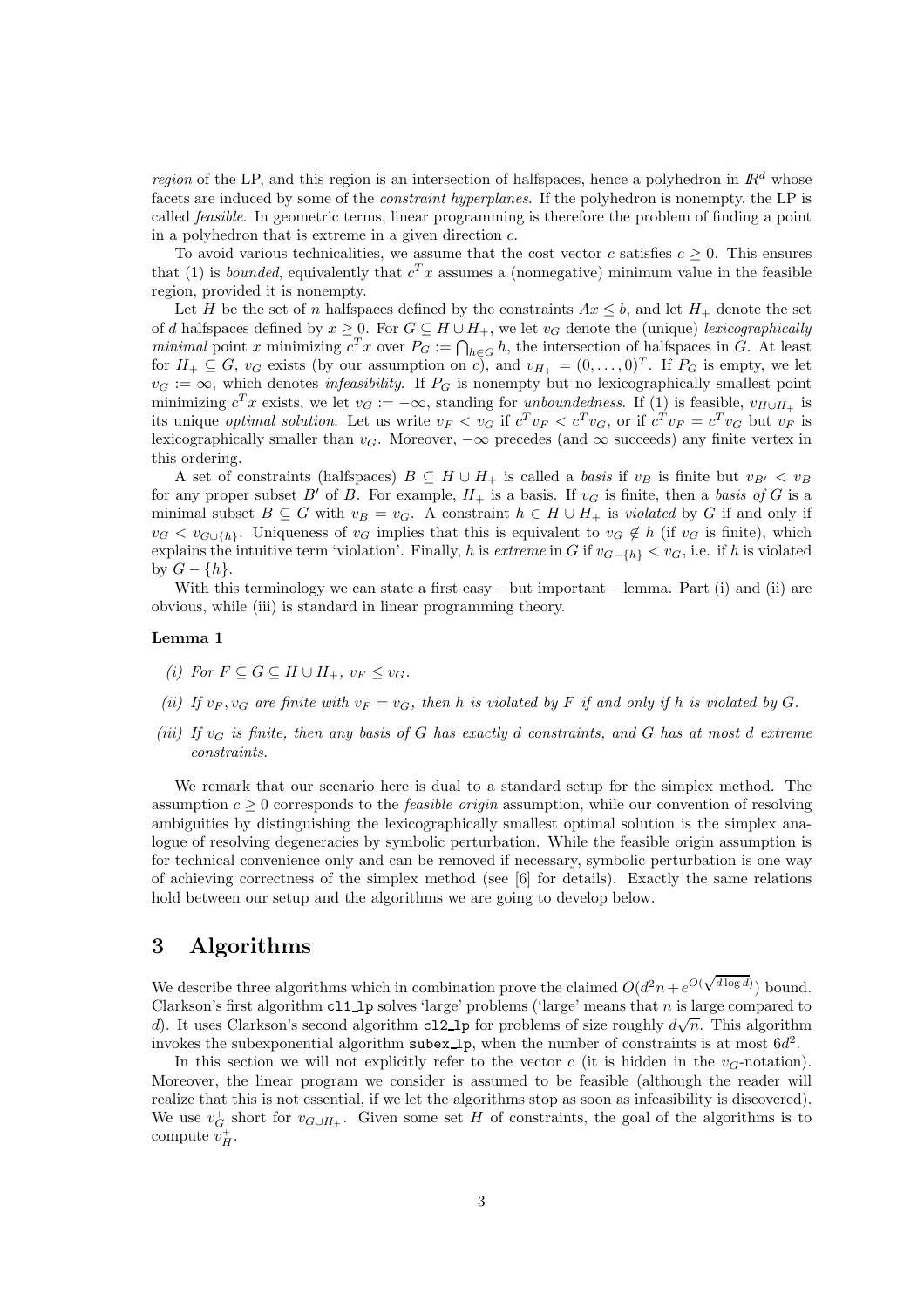*region* of the LP, and this region is an intersection of halfspaces, hence a polyhedron in $\mathbb{R}^d$ whose facets are induced by some of the *constraint hyperplanes*. If the polyhedron is nonempty, the LP is called *feasible*. In geometric terms, linear programming is therefore the problem of finding a point in a polyhedron that is extreme in a given direction $c$.

To avoid various technicalities, we assume that the cost vector $c$ satisfies $c \geq 0$. This ensures that (1) is *bounded*, equivalently that $c^T x$ assumes a (nonnegative) minimum value in the feasible region, provided it is nonempty.

Let $H$ be the set of $n$ halfspaces defined by the constraints $Ax \leq b$, and let $H_+$ denote the set of $d$ halfspaces defined by $x \geq 0$. For $G \subseteq H \cup H_+$, we let $v_G$ denote the (unique) *lexicographically minimal* point $x$ minimizing $c^T x$ over $P_G := \bigcap_{h \in G} h$, the intersection of halfspaces in $G$. At least for $H_+ \subseteq G$, $v_G$ exists (by our assumption on $c$), and $v_{H_+} = (0, \ldots, 0)^T$. If $P_G$ is empty, we let $v_G := \infty$, which denotes *infeasibility*. If $P_G$ is nonempty but no lexicographically smallest point minimizing $c^T x$ exists, we let $v_G := -\infty$, standing for *unboundedness*. If (1) is feasible, $v_{H \cup H_+}$ is its unique *optimal solution*. Let us write $v_F < v_G$ if $c^T v_F < c^T v_G$, or if $c^T v_F = c^T v_G$ but $v_F$ is lexicographically smaller than $v_G$. Moreover, $-\infty$ precedes (and $\infty$ succeeds) any finite vertex in this ordering.

A set of constraints (halfspaces) $B \subseteq H \cup H_+$ is called a *basis* if $v_B$ is finite but $v_{B'} < v_B$ for any proper subset $B'$ of $B$. For example, $H_+$ is a basis. If $v_G$ is finite, then a *basis of $G$* is a minimal subset $B \subseteq G$ with $v_B = v_G$. A constraint $h \in H \cup H_+$ is *violated* by $G$ if and only if $v_G < v_{G \cup \{h\}}$. Uniqueness of $v_G$ implies that this is equivalent to $v_G \notin h$ (if $v_G$ is finite), which explains the intuitive term 'violation'. Finally, $h$ is *extreme* in $G$ if $v_{G - \{h\}} < v_G$, i.e. if $h$ is violated by $G - \{h\}$.

With this terminology we can state a first easy – but important – lemma. Part (i) and (ii) are obvious, while (iii) is standard in linear programming theory.

**Lemma 1**

*(i) For $F \subseteq G \subseteq H \cup H_+$, $v_F \leq v_G$.*

*(ii) If $v_F, v_G$ are finite with $v_F = v_G$, then $h$ is violated by $F$ if and only if $h$ is violated by $G$.*

*(iii) If $v_G$ is finite, then any basis of $G$ has exactly $d$ constraints, and $G$ has at most $d$ extreme constraints.*

We remark that our scenario here is dual to a standard setup for the simplex method. The assumption $c \geq 0$ corresponds to the *feasible origin* assumption, while our convention of resolving ambiguities by distinguishing the lexicographically smallest optimal solution is the simplex analogue of resolving degeneracies by symbolic perturbation. While the feasible origin assumption is for technical convenience only and can be removed if necessary, symbolic perturbation is one way of achieving correctness of the simplex method (see [6] for details). Exactly the same relations hold between our setup and the algorithms we are going to develop below.

# 3 Algorithms

We describe three algorithms which in combination prove the claimed $O(d^2 n + e^{O(\sqrt{d \log d})})$ bound. Clarkson's first algorithm `cl1_lp` solves 'large' problems ('large' means that $n$ is large compared to $d$). It uses Clarkson's second algorithm `cl2_lp` for problems of size roughly $d\sqrt{n}$. This algorithm invokes the subexponential algorithm `subex_lp`, when the number of constraints is at most $6d^2$.

In this section we will not explicitly refer to the vector $c$ (it is hidden in the $v_G$-notation). Moreover, the linear program we consider is assumed to be feasible (although the reader will realize that this is not essential, if we let the algorithms stop as soon as infeasibility is discovered). We use $v_G^+$ short for $v_{G \cup H_+}$. Given some set $H$ of constraints, the goal of the algorithms is to compute $v_H^+$.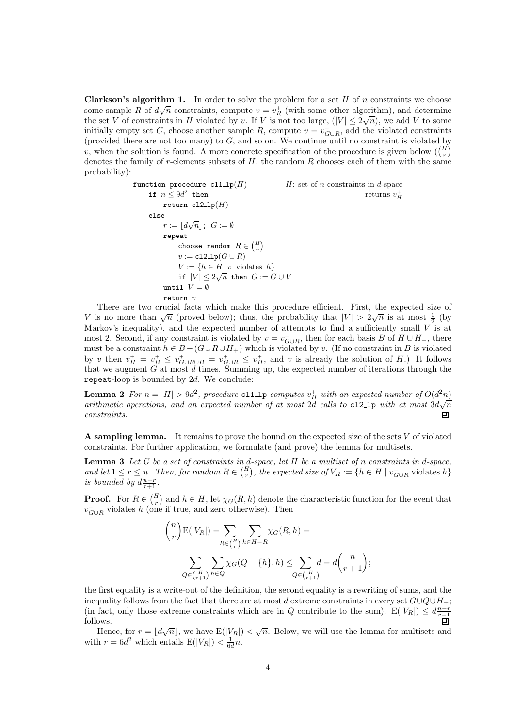**Clarkson's algorithm 1.** In order to solve the problem for a set $H$ of $n$ constraints we choose some sample $R$ of $d\sqrt{n}$ constraints, compute $v = v_R^+$ (with some other algorithm), and determine the set $V$ of constraints in $H$ violated by $v$. If $V$ is not too large, ($|V| \leq 2\sqrt{n}$), we add $V$ to some initially empty set $G$, choose another sample $R$, compute $v = v_{G\cup R}^+$, add the violated constraints (provided there are not too many) to $G$, and so on. We continue until no constraint is violated by $v$, when the solution is found. A more concrete specification of the procedure is given below ($\binom{H}{r}$ denotes the family of $r$-elements subsets of $H$, the random $R$ chooses each of them with the same probability):

```
function procedure cl1_lp(H)            H: set of n constraints in d-space
    if n ≤ 9d² then                                               returns v_H^+
        return cl2_lp(H)
    else
        r := ⌊d√n⌋; G := ∅
        repeat
            choose random R ∈ (H choose r)
            v := cl2_lp(G ∪ R)
            V := {h ∈ H | v violates h}
            if |V| ≤ 2√n then G := G ∪ V
        until V = ∅
        return v
```

There are two crucial facts which make this procedure efficient. First, the expected size of $V$ is no more than $\sqrt{n}$ (proved below); thus, the probability that $|V| > 2\sqrt{n}$ is at most $\frac{1}{2}$ (by Markov's inequality), and the expected number of attempts to find a sufficiently small $V$ is at most 2. Second, if any constraint is violated by $v = v_{G\cup R}^+$, then for each basis $B$ of $H \cup H_+$, there must be a constraint $h \in B - (G \cup R \cup H_+)$ which is violated by $v$. (If no constraint in $B$ is violated by $v$ then $v_H^+ = v_B^+ \leq v_{G\cup R\cup B}^+ = v_{G\cup R}^+ \leq v_H^+$, and $v$ is already the solution of $H$.) It follows that we augment $G$ at most $d$ times. Summing up, the expected number of iterations through the `repeat`-loop is bounded by $2d$. We conclude:

**Lemma 2** *For $n = |H| > 9d^2$, procedure `cl1_lp` computes $v_H^+$ with an expected number of $O(d^2 n)$ arithmetic operations, and an expected number of at most $2d$ calls to `cl2_lp` with at most $3d\sqrt{n}$ constraints.* ∎

**A sampling lemma.** It remains to prove the bound on the expected size of the sets $V$ of violated constraints. For further application, we formulate (and prove) the lemma for multisets.

**Lemma 3** *Let $G$ be a set of constraints in $d$-space, let $H$ be a multiset of $n$ constraints in $d$-space, and let $1 \leq r \leq n$. Then, for random $R \in \binom{H}{r}$, the expected size of $V_R := \{h \in H \mid v_{G\cup R}^+ \text{ violates } h\}$ is bounded by $d\frac{n-r}{r+1}$.*

**Proof.** For $R \in \binom{H}{r}$ and $h \in H$, let $\chi_G(R,h)$ denote the characteristic function for the event that $v_{G\cup R}^+$ violates $h$ (one if true, and zero otherwise). Then

$$\binom{n}{r}\mathrm{E}(|V_R|) = \sum_{R\in\binom{H}{r}} \sum_{h\in H-R} \chi_G(R,h) =$$

$$\sum_{Q\in\binom{H}{r+1}} \sum_{h\in Q} \chi_G(Q-\{h\},h) \leq \sum_{Q\in\binom{H}{r+1}} d = d\binom{n}{r+1};$$

the first equality is a write-out of the definition, the second equality is a rewriting of sums, and the inequality follows from the fact that there are at most $d$ extreme constraints in every set $G \cup Q \cup H_+$; (in fact, only those extreme constraints which are in $Q$ contribute to the sum). $\mathrm{E}(|V_R|) \leq d\frac{n-r}{r+1}$ follows. ∎

Hence, for $r = \lfloor d\sqrt{n} \rfloor$, we have $\mathrm{E}(|V_R|) < \sqrt{n}$. Below, we will use the lemma for multisets and with $r = 6d^2$ which entails $\mathrm{E}(|V_R|) < \frac{1}{6d}n$.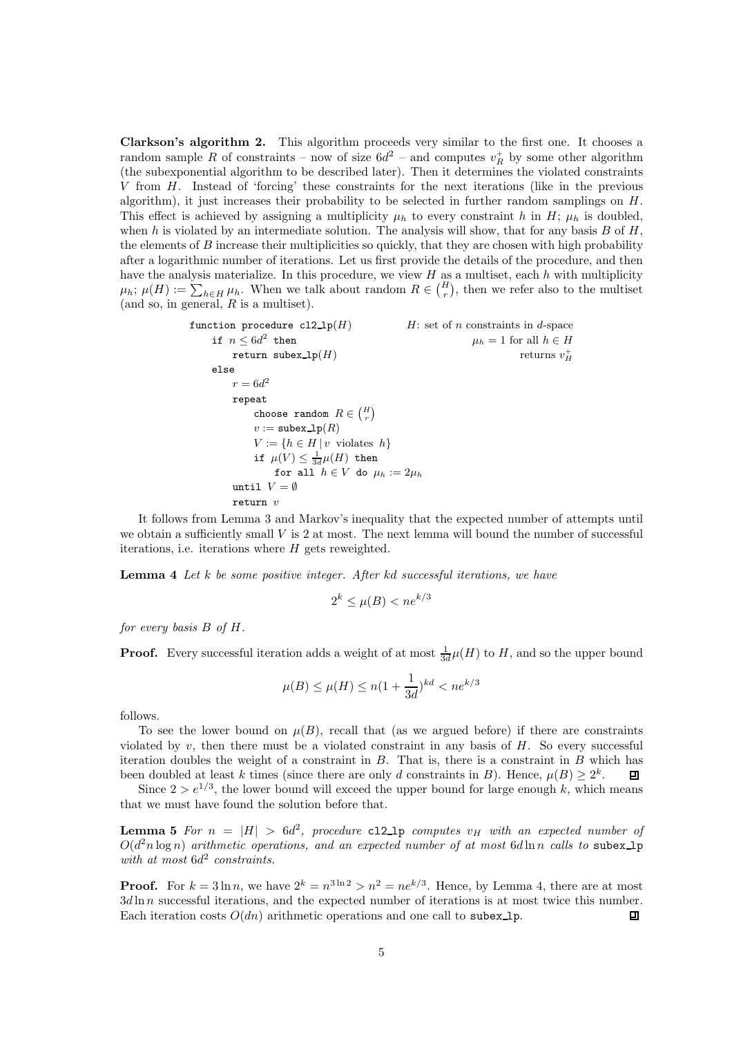**Clarkson's algorithm 2.** This algorithm proceeds very similar to the first one. It chooses a random sample $R$ of constraints – now of size $6d^2$ – and computes $v_R^+$ by some other algorithm (the subexponential algorithm to be described later). Then it determines the violated constraints $V$ from $H$. Instead of 'forcing' these constraints for the next iterations (like in the previous algorithm), it just increases their probability to be selected in further random samplings on $H$. This effect is achieved by assigning a multiplicity $\mu_h$ to every constraint $h$ in $H$; $\mu_h$ is doubled, when $h$ is violated by an intermediate solution. The analysis will show, that for any basis $B$ of $H$, the elements of $B$ increase their multiplicities so quickly, that they are chosen with high probability after a logarithmic number of iterations. Let us first provide the details of the procedure, and then have the analysis materialize. In this procedure, we view $H$ as a multiset, each $h$ with multiplicity $\mu_h$; $\mu(H) := \sum_{h \in H} \mu_h$. When we talk about random $R \in \binom{H}{r}$, then we refer also to the multiset (and so, in general, $R$ is a multiset).

```
function procedure cl2_lp(H)              H: set of n constraints in d-space
    if n ≤ 6d² then                                     μ_h = 1 for all h ∈ H
        return subex_lp(H)                                         returns v_H^+
    else
        r = 6d²
        repeat
            choose random R ∈ (H choose r)
            v := subex_lp(R)
            V := {h ∈ H | v violates h}
            if μ(V) ≤ (1/(3d)) μ(H) then
                for all h ∈ V do μ_h := 2μ_h
        until V = ∅
        return v
```

It follows from Lemma 3 and Markov's inequality that the expected number of attempts until we obtain a sufficiently small $V$ is 2 at most. The next lemma will bound the number of successful iterations, i.e. iterations where $H$ gets reweighted.

**Lemma 4** *Let $k$ be some positive integer. After $kd$ successful iterations, we have*

$$2^k \leq \mu(B) < ne^{k/3}$$

*for every basis $B$ of $H$.*

**Proof.** Every successful iteration adds a weight of at most $\frac{1}{3d}\mu(H)$ to $H$, and so the upper bound

$$\mu(B) \leq \mu(H) \leq n(1 + \frac{1}{3d})^{kd} < ne^{k/3}$$

follows.

To see the lower bound on $\mu(B)$, recall that (as we argued before) if there are constraints violated by $v$, then there must be a violated constraint in any basis of $H$. So every successful iteration doubles the weight of a constraint in $B$. That is, there is a constraint in $B$ which has been doubled at least $k$ times (since there are only $d$ constraints in $B$). Hence, $\mu(B) \geq 2^k$. ◻

Since $2 > e^{1/3}$, the lower bound will exceed the upper bound for large enough $k$, which means that we must have found the solution before that.

**Lemma 5** *For $n = |H| > 6d^2$, procedure* `cl2_lp` *computes $v_H$ with an expected number of $O(d^2 n \log n)$ arithmetic operations, and an expected number of at most $6d \ln n$ calls to* `subex_lp` *with at most $6d^2$ constraints.*

**Proof.** For $k = 3 \ln n$, we have $2^k = n^{3 \ln 2} > n^2 = ne^{k/3}$. Hence, by Lemma 4, there are at most $3d \ln n$ successful iterations, and the expected number of iterations is at most twice this number. Each iteration costs $O(dn)$ arithmetic operations and one call to `subex_lp`. ◻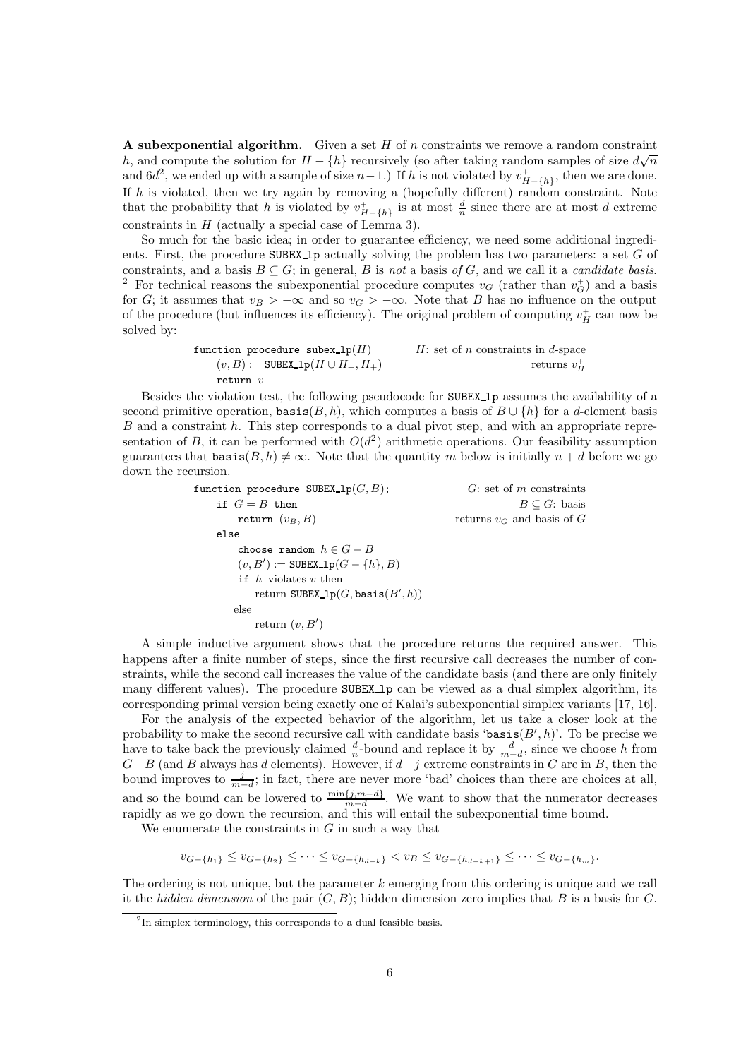**A subexponential algorithm.** Given a set $H$ of $n$ constraints we remove a random constraint $h$, and compute the solution for $H - \{h\}$ recursively (so after taking random samples of size $d\sqrt{n}$ and $6d^2$, we ended up with a sample of size $n-1$.) If $h$ is not violated by $v^+_{H-\{h\}}$, then we are done. If $h$ is violated, then we try again by removing a (hopefully different) random constraint. Note that the probability that $h$ is violated by $v^+_{H-\{h\}}$ is at most $\frac{d}{n}$ since there are at most $d$ extreme constraints in $H$ (actually a special case of Lemma 3).

So much for the basic idea; in order to guarantee efficiency, we need some additional ingredients. First, the procedure SUBEX_lp actually solving the problem has two parameters: a set $G$ of constraints, and a basis $B \subseteq G$; in general, $B$ is *not* a basis *of* $G$, and we call it a *candidate basis*. [2] For technical reasons the subexponential procedure computes $v_G$ (rather than $v^+_G$) and a basis for $G$; it assumes that $v_B > -\infty$ and so $v_G > -\infty$. Note that $B$ has no influence on the output of the procedure (but influences its efficiency). The original problem of computing $v^+_H$ can now be solved by:

```
function procedure subex_lp(H)          H: set of n constraints in d-space
    (v, B) := SUBEX_lp(H ∪ H+, H+)                                returns v+_H
    return v
```

Besides the violation test, the following pseudocode for SUBEX_lp assumes the availability of a second primitive operation, $\texttt{basis}(B, h)$, which computes a basis of $B \cup \{h\}$ for a $d$-element basis $B$ and a constraint $h$. This step corresponds to a dual pivot step, and with an appropriate representation of $B$, it can be performed with $O(d^2)$ arithmetic operations. Our feasibility assumption guarantees that $\texttt{basis}(B, h) \neq \infty$. Note that the quantity $m$ below is initially $n + d$ before we go down the recursion.

```
function procedure SUBEX_lp(G, B);                   G: set of m constraints
    if G = B then                                             B ⊆ G: basis
        return (v_B, B)                            returns v_G and basis of G
    else
        choose random h ∈ G − B
        (v, B') := SUBEX_lp(G − {h}, B)
        if h violates v then
            return SUBEX_lp(G, basis(B', h))
        else
            return (v, B')
```

A simple inductive argument shows that the procedure returns the required answer. This happens after a finite number of steps, since the first recursive call decreases the number of constraints, while the second call increases the value of the candidate basis (and there are only finitely many different values). The procedure SUBEX_lp can be viewed as a dual simplex algorithm, its corresponding primal version being exactly one of Kalai's subexponential simplex variants [17, 16].

For the analysis of the expected behavior of the algorithm, let us take a closer look at the probability to make the second recursive call with candidate basis '$\texttt{basis}(B', h)$'. To be precise we have to take back the previously claimed $\frac{d}{n}$-bound and replace it by $\frac{d}{m-d}$, since we choose $h$ from $G - B$ (and $B$ always has $d$ elements). However, if $d - j$ extreme constraints in $G$ are in $B$, then the bound improves to $\frac{j}{m-d}$; in fact, there are never more 'bad' choices than there are choices at all, and so the bound can be lowered to $\frac{\min\{j, m-d\}}{m-d}$. We want to show that the numerator decreases rapidly as we go down the recursion, and this will entail the subexponential time bound.

We enumerate the constraints in $G$ in such a way that

$$v_{G-\{h_1\}} \leq v_{G-\{h_2\}} \leq \cdots \leq v_{G-\{h_{d-k}\}} < v_B \leq v_{G-\{h_{d-k+1}\}} \leq \cdots \leq v_{G-\{h_m\}}.$$

The ordering is not unique, but the parameter $k$ emerging from this ordering is unique and we call it the *hidden dimension* of the pair $(G, B)$; hidden dimension zero implies that $B$ is a basis for $G$.

[2] In simplex terminology, this corresponds to a dual feasible basis.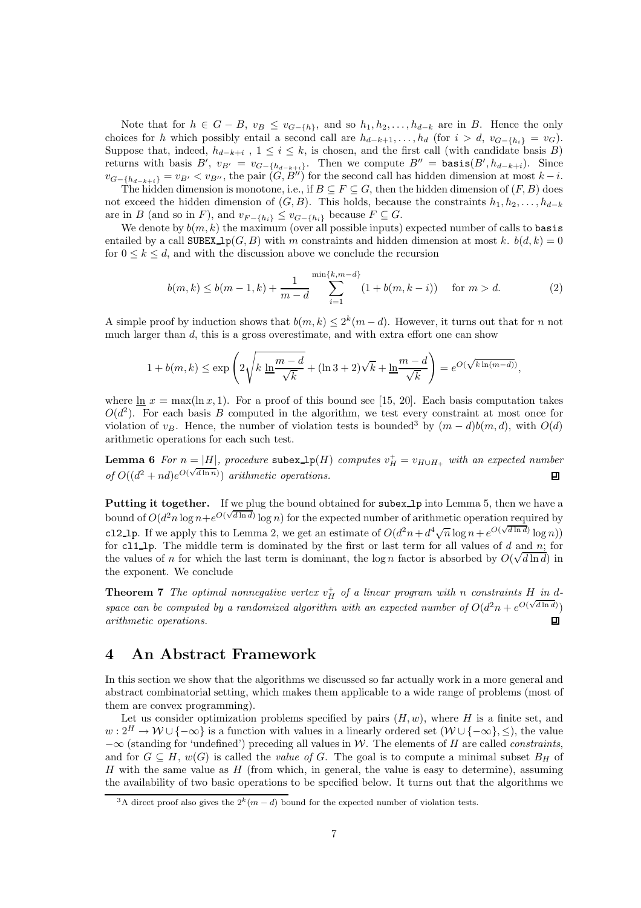Note that for $h \in G - B$, $v_B \leq v_{G-\{h\}}$, and so $h_1, h_2, \ldots, h_{d-k}$ are in $B$. Hence the only choices for $h$ which possibly entail a second call are $h_{d-k+1}, \ldots, h_d$ (for $i > d$, $v_{G-\{h_i\}} = v_G$). Suppose that, indeed, $h_{d-k+i}$ , $1 \leq i \leq k$, is chosen, and the first call (with candidate basis $B$) returns with basis $B'$, $v_{B'} = v_{G-\{h_{d-k+i}\}}$. Then we compute $B'' = \texttt{basis}(B', h_{d-k+i})$. Since $v_{G-\{h_{d-k+i}\}} = v_{B'} < v_{B''}$, the pair $(G, B'')$ for the second call has hidden dimension at most $k - i$.

The hidden dimension is monotone, i.e., if $B \subseteq F \subseteq G$, then the hidden dimension of $(F, B)$ does not exceed the hidden dimension of $(G, B)$. This holds, because the constraints $h_1, h_2, \ldots, h_{d-k}$ are in $B$ (and so in $F$), and $v_{F-\{h_i\}} \leq v_{G-\{h_i\}}$ because $F \subseteq G$.

We denote by $b(m, k)$ the maximum (over all possible inputs) expected number of calls to `basis` entailed by a call $\texttt{SUBEX\_lp}(G, B)$ with $m$ constraints and hidden dimension at most $k$. $b(d, k) = 0$ for $0 \leq k \leq d$, and with the discussion above we conclude the recursion

$$b(m, k) \leq b(m - 1, k) + \frac{1}{m - d} \sum_{i=1}^{\min\{k, m-d\}} (1 + b(m, k - i)) \quad \text{for } m > d. \tag{2}$$

A simple proof by induction shows that $b(m, k) \leq 2^k(m - d)$. However, it turns out that for $n$ not much larger than $d$, this is a gross overestimate, and with extra effort one can show

$$1 + b(m, k) \leq \exp\left(2\sqrt{k\, \underline{\ln} \frac{m - d}{\sqrt{k}}} + (\ln 3 + 2)\sqrt{k} + \underline{\ln} \frac{m - d}{\sqrt{k}}\right) = e^{O(\sqrt{k \ln(m-d)})},$$

where $\underline{\ln}\, x = \max(\ln x, 1)$. For a proof of this bound see [15, 20]. Each basis computation takes $O(d^2)$. For each basis $B$ computed in the algorithm, we test every constraint at most once for violation of $v_B$. Hence, the number of violation tests is bounded[3] by $(m - d)b(m, d)$, with $O(d)$ arithmetic operations for each such test.

**Lemma 6** *For $n = |H|$, procedure* `subex_lp`$(H)$ *computes $v_H^+ = v_{H \cup H_+}$ with an expected number of $O((d^2 + nd)e^{O(\sqrt{d \ln n})})$ arithmetic operations.* ◻

**Putting it together.** If we plug the bound obtained for `subex_lp` into Lemma 5, then we have a bound of $O(d^2 n \log n + e^{O(\sqrt{d \ln d})} \log n)$ for the expected number of arithmetic operation required by `cl2_lp`. If we apply this to Lemma 2, we get an estimate of $O(d^2 n + d^4 \sqrt{n} \log n + e^{O(\sqrt{d \ln d})} \log n))$ for `cl1_lp`. The middle term is dominated by the first or last term for all values of $d$ and $n$; for the values of $n$ for which the last term is dominant, the $\log n$ factor is absorbed by $O(\sqrt{d \ln d})$ in the exponent. We conclude

**Theorem 7** *The optimal nonnegative vertex $v_H^+$ of a linear program with $n$ constraints $H$ in $d$-space can be computed by a randomized algorithm with an expected number of $O(d^2 n + e^{O(\sqrt{d \ln d})})$ arithmetic operations.* ◻

# 4 An Abstract Framework

In this section we show that the algorithms we discussed so far actually work in a more general and abstract combinatorial setting, which makes them applicable to a wide range of problems (most of them are convex programming).

Let us consider optimization problems specified by pairs $(H, w)$, where $H$ is a finite set, and $w : 2^H \to \mathcal{W} \cup \{-\infty\}$ is a function with values in a linearly ordered set $(\mathcal{W} \cup \{-\infty\}, \leq)$, the value $-\infty$ (standing for 'undefined') preceding all values in $\mathcal{W}$. The elements of $H$ are called *constraints*, and for $G \subseteq H$, $w(G)$ is called the *value of* $G$. The goal is to compute a minimal subset $B_H$ of $H$ with the same value as $H$ (from which, in general, the value is easy to determine), assuming the availability of two basic operations to be specified below. It turns out that the algorithms we

[3] A direct proof also gives the $2^k(m - d)$ bound for the expected number of violation tests.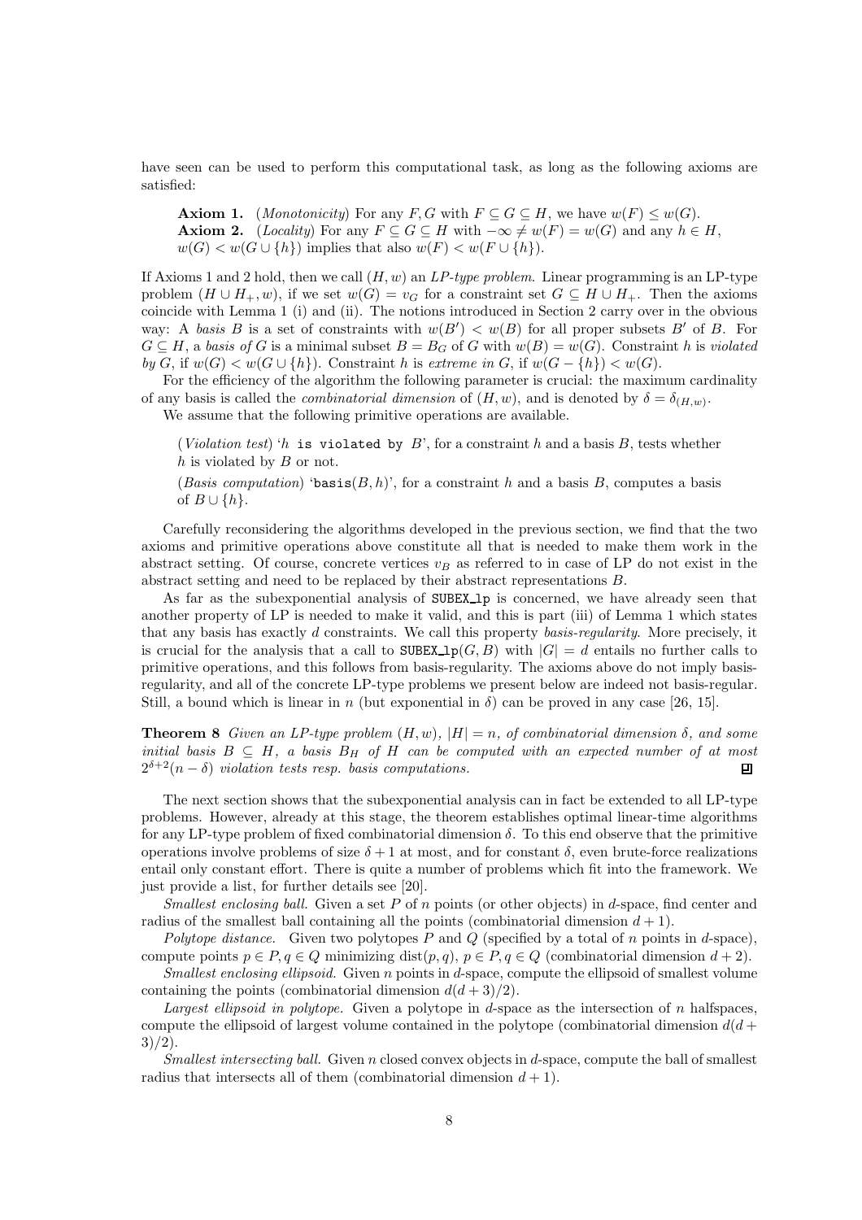have seen can be used to perform this computational task, as long as the following axioms are satisfied:

**Axiom 1.** (*Monotonicity*) For any $F, G$ with $F \subseteq G \subseteq H$, we have $w(F) \leq w(G)$.
**Axiom 2.** (*Locality*) For any $F \subseteq G \subseteq H$ with $-\infty \neq w(F) = w(G)$ and any $h \in H$, $w(G) < w(G \cup \{h\})$ implies that also $w(F) < w(F \cup \{h\})$.

If Axioms 1 and 2 hold, then we call $(H, w)$ an *LP-type problem*. Linear programming is an LP-type problem $(H \cup H_+, w)$, if we set $w(G) = v_G$ for a constraint set $G \subseteq H \cup H_+$. Then the axioms coincide with Lemma 1 (i) and (ii). The notions introduced in Section 2 carry over in the obvious way: A *basis* $B$ is a set of constraints with $w(B') < w(B)$ for all proper subsets $B'$ of $B$. For $G \subseteq H$, a *basis of* $G$ is a minimal subset $B = B_G$ of $G$ with $w(B) = w(G)$. Constraint $h$ is *violated by* $G$, if $w(G) < w(G \cup \{h\})$. Constraint $h$ is *extreme in* $G$, if $w(G - \{h\}) < w(G)$.

For the efficiency of the algorithm the following parameter is crucial: the maximum cardinality of any basis is called the *combinatorial dimension* of $(H, w)$, and is denoted by $\delta = \delta_{(H,w)}$.

We assume that the following primitive operations are available.

(*Violation test*) '$h$ `is violated by` $B$', for a constraint $h$ and a basis $B$, tests whether $h$ is violated by $B$ or not.

(*Basis computation*) '`basis`$(B, h)$', for a constraint $h$ and a basis $B$, computes a basis of $B \cup \{h\}$.

Carefully reconsidering the algorithms developed in the previous section, we find that the two axioms and primitive operations above constitute all that is needed to make them work in the abstract setting. Of course, concrete vertices $v_B$ as referred to in case of LP do not exist in the abstract setting and need to be replaced by their abstract representations $B$.

As far as the subexponential analysis of `SUBEX_lp` is concerned, we have already seen that another property of LP is needed to make it valid, and this is part (iii) of Lemma 1 which states that any basis has exactly $d$ constraints. We call this property *basis-regularity*. More precisely, it is crucial for the analysis that a call to `SUBEX_lp`$(G, B)$ with $|G| = d$ entails no further calls to primitive operations, and this follows from basis-regularity. The axioms above do not imply basis-regularity, and all of the concrete LP-type problems we present below are indeed not basis-regular. Still, a bound which is linear in $n$ (but exponential in $\delta$) can be proved in any case [26, 15].

**Theorem 8** *Given an LP-type problem $(H, w)$, $|H| = n$, of combinatorial dimension $\delta$, and some initial basis $B \subseteq H$, a basis $B_H$ of $H$ can be computed with an expected number of at most $2^{\delta+2}(n - \delta)$ violation tests resp. basis computations.*

The next section shows that the subexponential analysis can in fact be extended to all LP-type problems. However, already at this stage, the theorem establishes optimal linear-time algorithms for any LP-type problem of fixed combinatorial dimension $\delta$. To this end observe that the primitive operations involve problems of size $\delta + 1$ at most, and for constant $\delta$, even brute-force realizations entail only constant effort. There is quite a number of problems which fit into the framework. We just provide a list, for further details see [20].

*Smallest enclosing ball.* Given a set $P$ of $n$ points (or other objects) in $d$-space, find center and radius of the smallest ball containing all the points (combinatorial dimension $d + 1$).

*Polytope distance.* Given two polytopes $P$ and $Q$ (specified by a total of $n$ points in $d$-space), compute points $p \in P, q \in Q$ minimizing $\text{dist}(p, q)$, $p \in P, q \in Q$ (combinatorial dimension $d + 2$).

*Smallest enclosing ellipsoid.* Given $n$ points in $d$-space, compute the ellipsoid of smallest volume containing the points (combinatorial dimension $d(d + 3)/2$).

*Largest ellipsoid in polytope.* Given a polytope in $d$-space as the intersection of $n$ halfspaces, compute the ellipsoid of largest volume contained in the polytope (combinatorial dimension $d(d + 3)/2$).

*Smallest intersecting ball.* Given $n$ closed convex objects in $d$-space, compute the ball of smallest radius that intersects all of them (combinatorial dimension $d + 1$).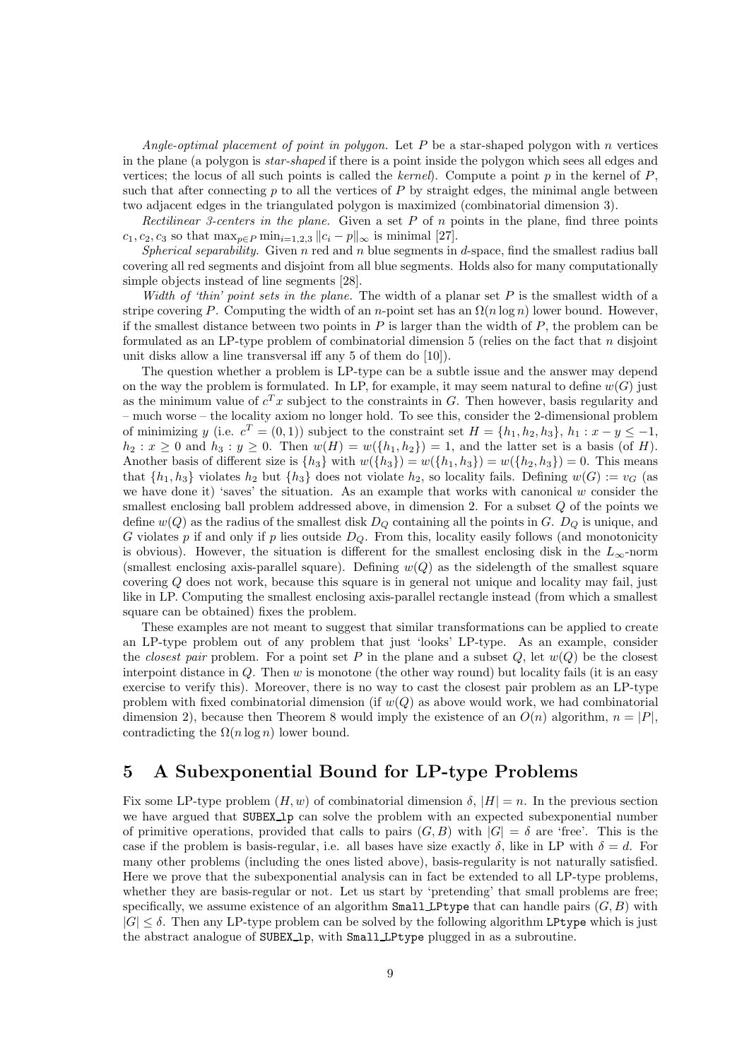*Angle-optimal placement of point in polygon.* Let $P$ be a star-shaped polygon with $n$ vertices in the plane (a polygon is *star-shaped* if there is a point inside the polygon which sees all edges and vertices; the locus of all such points is called the *kernel*). Compute a point $p$ in the kernel of $P$, such that after connecting $p$ to all the vertices of $P$ by straight edges, the minimal angle between two adjacent edges in the triangulated polygon is maximized (combinatorial dimension 3).

*Rectilinear 3-centers in the plane.* Given a set $P$ of $n$ points in the plane, find three points $c_1, c_2, c_3$ so that $\max_{p \in P} \min_{i=1,2,3} \|c_i - p\|_\infty$ is minimal [27].

*Spherical separability.* Given $n$ red and $n$ blue segments in $d$-space, find the smallest radius ball covering all red segments and disjoint from all blue segments. Holds also for many computationally simple objects instead of line segments [28].

*Width of 'thin' point sets in the plane.* The width of a planar set $P$ is the smallest width of a stripe covering $P$. Computing the width of an $n$-point set has an $\Omega(n \log n)$ lower bound. However, if the smallest distance between two points in $P$ is larger than the width of $P$, the problem can be formulated as an LP-type problem of combinatorial dimension 5 (relies on the fact that $n$ disjoint unit disks allow a line transversal iff any 5 of them do [10]).

The question whether a problem is LP-type can be a subtle issue and the answer may depend on the way the problem is formulated. In LP, for example, it may seem natural to define $w(G)$ just as the minimum value of $c^T x$ subject to the constraints in $G$. Then however, basis regularity and – much worse – the locality axiom no longer hold. To see this, consider the 2-dimensional problem of minimizing $y$ (i.e. $c^T = (0,1)$) subject to the constraint set $H = \{h_1, h_2, h_3\}$, $h_1 : x - y \leq -1$, $h_2 : x \geq 0$ and $h_3 : y \geq 0$. Then $w(H) = w(\{h_1, h_2\}) = 1$, and the latter set is a basis (of $H$). Another basis of different size is $\{h_3\}$ with $w(\{h_3\}) = w(\{h_1, h_3\}) = w(\{h_2, h_3\}) = 0$. This means that $\{h_1, h_3\}$ violates $h_2$ but $\{h_3\}$ does not violate $h_2$, so locality fails. Defining $w(G) := v_G$ (as we have done it) 'saves' the situation. As an example that works with canonical $w$ consider the smallest enclosing ball problem addressed above, in dimension 2. For a subset $Q$ of the points we define $w(Q)$ as the radius of the smallest disk $D_Q$ containing all the points in $G$. $D_Q$ is unique, and $G$ violates $p$ if and only if $p$ lies outside $D_Q$. From this, locality easily follows (and monotonicity is obvious). However, the situation is different for the smallest enclosing disk in the $L_\infty$-norm (smallest enclosing axis-parallel square). Defining $w(Q)$ as the sidelength of the smallest square covering $Q$ does not work, because this square is in general not unique and locality may fail, just like in LP. Computing the smallest enclosing axis-parallel rectangle instead (from which a smallest square can be obtained) fixes the problem.

These examples are not meant to suggest that similar transformations can be applied to create an LP-type problem out of any problem that just 'looks' LP-type. As an example, consider the *closest pair* problem. For a point set $P$ in the plane and a subset $Q$, let $w(Q)$ be the closest interpoint distance in $Q$. Then $w$ is monotone (the other way round) but locality fails (it is an easy exercise to verify this). Moreover, there is no way to cast the closest pair problem as an LP-type problem with fixed combinatorial dimension (if $w(Q)$ as above would work, we had combinatorial dimension 2), because then Theorem 8 would imply the existence of an $O(n)$ algorithm, $n = |P|$, contradicting the $\Omega(n \log n)$ lower bound.

## 5 A Subexponential Bound for LP-type Problems

Fix some LP-type problem $(H, w)$ of combinatorial dimension $\delta$, $|H| = n$. In the previous section we have argued that `SUBEX_lp` can solve the problem with an expected subexponential number of primitive operations, provided that calls to pairs $(G, B)$ with $|G| = \delta$ are 'free'. This is the case if the problem is basis-regular, i.e. all bases have size exactly $\delta$, like in LP with $\delta = d$. For many other problems (including the ones listed above), basis-regularity is not naturally satisfied. Here we prove that the subexponential analysis can in fact be extended to all LP-type problems, whether they are basis-regular or not. Let us start by 'pretending' that small problems are free; specifically, we assume existence of an algorithm `Small_LPtype` that can handle pairs $(G, B)$ with $|G| \leq \delta$. Then any LP-type problem can be solved by the following algorithm `LPtype` which is just the abstract analogue of `SUBEX_lp`, with `Small_LPtype` plugged in as a subroutine.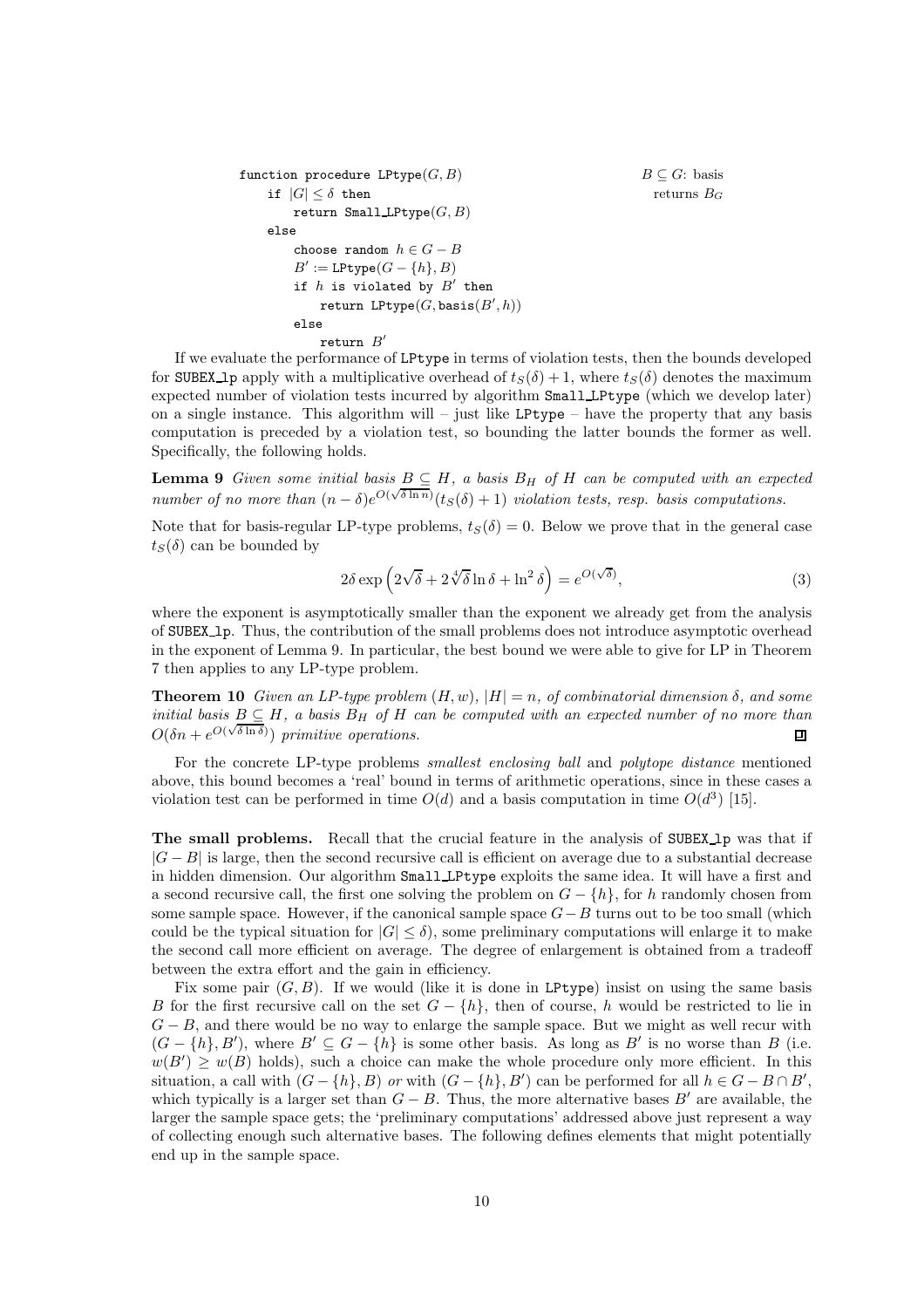```
function procedure LPtype(G, B)                    B ⊆ G: basis
    if |G| ≤ δ then                                  returns B_G
        return Small_LPtype(G, B)
    else
        choose random h ∈ G − B
        B' := LPtype(G − {h}, B)
        if h is violated by B' then
            return LPtype(G, basis(B', h))
        else
            return B'
```

If we evaluate the performance of LPtype in terms of violation tests, then the bounds developed for SUBEX_lp apply with a multiplicative overhead of $t_S(\delta) + 1$, where $t_S(\delta)$ denotes the maximum expected number of violation tests incurred by algorithm Small_LPtype (which we develop later) on a single instance. This algorithm will – just like LPtype – have the property that any basis computation is preceded by a violation test, so bounding the latter bounds the former as well. Specifically, the following holds.

**Lemma 9** *Given some initial basis $B \subseteq H$, a basis $B_H$ of $H$ can be computed with an expected number of no more than $(n - \delta)e^{O(\sqrt{\delta \ln n})}(t_S(\delta) + 1)$ violation tests, resp. basis computations.*

Note that for basis-regular LP-type problems, $t_S(\delta) = 0$. Below we prove that in the general case $t_S(\delta)$ can be bounded by

$$2\delta \exp\left(2\sqrt{\delta} + 2\sqrt[4]{\delta}\ln\delta + \ln^2\delta\right) = e^{O(\sqrt{\delta})}, \tag{3}$$

where the exponent is asymptotically smaller than the exponent we already get from the analysis of SUBEX_lp. Thus, the contribution of the small problems does not introduce asymptotic overhead in the exponent of Lemma 9. In particular, the best bound we were able to give for LP in Theorem 7 then applies to any LP-type problem.

**Theorem 10** *Given an LP-type problem $(H, w)$, $|H| = n$, of combinatorial dimension $\delta$, and some initial basis $B \subseteq H$, a basis $B_H$ of $H$ can be computed with an expected number of no more than $O(\delta n + e^{O(\sqrt{\delta \ln \delta})})$ primitive operations.* ∎

For the concrete LP-type problems *smallest enclosing ball* and *polytope distance* mentioned above, this bound becomes a 'real' bound in terms of arithmetic operations, since in these cases a violation test can be performed in time $O(d)$ and a basis computation in time $O(d^3)$ [15].

**The small problems.** Recall that the crucial feature in the analysis of SUBEX_lp was that if $|G - B|$ is large, then the second recursive call is efficient on average due to a substantial decrease in hidden dimension. Our algorithm Small_LPtype exploits the same idea. It will have a first and a second recursive call, the first one solving the problem on $G - \{h\}$, for $h$ randomly chosen from some sample space. However, if the canonical sample space $G - B$ turns out to be too small (which could be the typical situation for $|G| \leq \delta$), some preliminary computations will enlarge it to make the second call more efficient on average. The degree of enlargement is obtained from a tradeoff between the extra effort and the gain in efficiency.

Fix some pair $(G, B)$. If we would (like it is done in LPtype) insist on using the same basis $B$ for the first recursive call on the set $G - \{h\}$, then of course, $h$ would be restricted to lie in $G - B$, and there would be no way to enlarge the sample space. But we might as well recur with $(G - \{h\}, B')$, where $B' \subseteq G - \{h\}$ is some other basis. As long as $B'$ is no worse than $B$ (i.e. $w(B') \geq w(B)$ holds), such a choice can make the whole procedure only more efficient. In this situation, a call with $(G - \{h\}, B)$ *or* with $(G - \{h\}, B')$ can be performed for all $h \in G - B \cap B'$, which typically is a larger set than $G - B$. Thus, the more alternative bases $B'$ are available, the larger the sample space gets; the 'preliminary computations' addressed above just represent a way of collecting enough such alternative bases. The following defines elements that might potentially end up in the sample space.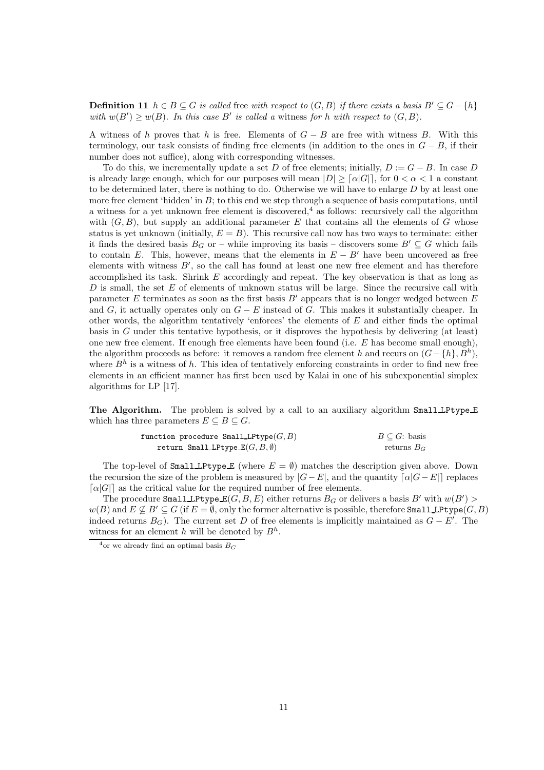**Definition 11** *$h \in B \subseteq G$ is called* free *with respect to $(G, B)$ if there exists a basis $B' \subseteq G - \{h\}$ with $w(B') \geq w(B)$. In this case $B'$ is called a* witness *for $h$ with respect to $(G, B)$.*

A witness of $h$ proves that $h$ is free. Elements of $G - B$ are free with witness $B$. With this terminology, our task consists of finding free elements (in addition to the ones in $G - B$, if their number does not suffice), along with corresponding witnesses.

To do this, we incrementally update a set $D$ of free elements; initially, $D := G - B$. In case $D$ is already large enough, which for our purposes will mean $|D| \geq \lceil \alpha |G| \rceil$, for $0 < \alpha < 1$ a constant to be determined later, there is nothing to do. Otherwise we will have to enlarge $D$ by at least one more free element 'hidden' in $B$; to this end we step through a sequence of basis computations, until a witness for a yet unknown free element is discovered,[4] as follows: recursively call the algorithm with $(G, B)$, but supply an additional parameter $E$ that contains all the elements of $G$ whose status is yet unknown (initially, $E = B$). This recursive call now has two ways to terminate: either it finds the desired basis $B_G$ or – while improving its basis – discovers some $B' \subseteq G$ which fails to contain $E$. This, however, means that the elements in $E - B'$ have been uncovered as free elements with witness $B'$, so the call has found at least one new free element and has therefore accomplished its task. Shrink $E$ accordingly and repeat. The key observation is that as long as $D$ is small, the set $E$ of elements of unknown status will be large. Since the recursive call with parameter $E$ terminates as soon as the first basis $B'$ appears that is no longer wedged between $E$ and $G$, it actually operates only on $G - E$ instead of $G$. This makes it substantially cheaper. In other words, the algorithm tentatively 'enforces' the elements of $E$ and either finds the optimal basis in $G$ under this tentative hypothesis, or it disproves the hypothesis by delivering (at least) one new free element. If enough free elements have been found (i.e. $E$ has become small enough), the algorithm proceeds as before: it removes a random free element $h$ and recurs on $(G - \{h\}, B^h)$, where $B^h$ is a witness of $h$. This idea of tentatively enforcing constraints in order to find new free elements in an efficient manner has first been used by Kalai in one of his subexponential simplex algorithms for LP [17].

**The Algorithm.** The problem is solved by a call to an auxiliary algorithm `Small_LPtype_E` which has three parameters $E \subseteq B \subseteq G$.

```
function procedure Small_LPtype(G, B)          B ⊆ G: basis
    return Small_LPtype_E(G, B, ∅)             returns B_G
```

The top-level of `Small_LPtype_E` (where $E = \emptyset$) matches the description given above. Down the recursion the size of the problem is measured by $|G - E|$, and the quantity $\lceil \alpha |G - E| \rceil$ replaces $\lceil \alpha |G| \rceil$ as the critical value for the required number of free elements.

The procedure `Small_LPtype_E`$(G, B, E)$ either returns $B_G$ or delivers a basis $B'$ with $w(B') > w(B)$ and $E \not\subseteq B' \subseteq G$ (if $E = \emptyset$, only the former alternative is possible, therefore `Small_LPtype`$(G, B)$ indeed returns $B_G$). The current set $D$ of free elements is implicitly maintained as $G - E'$. The witness for an element $h$ will be denoted by $B^h$.

[4] or we already find an optimal basis $B_G$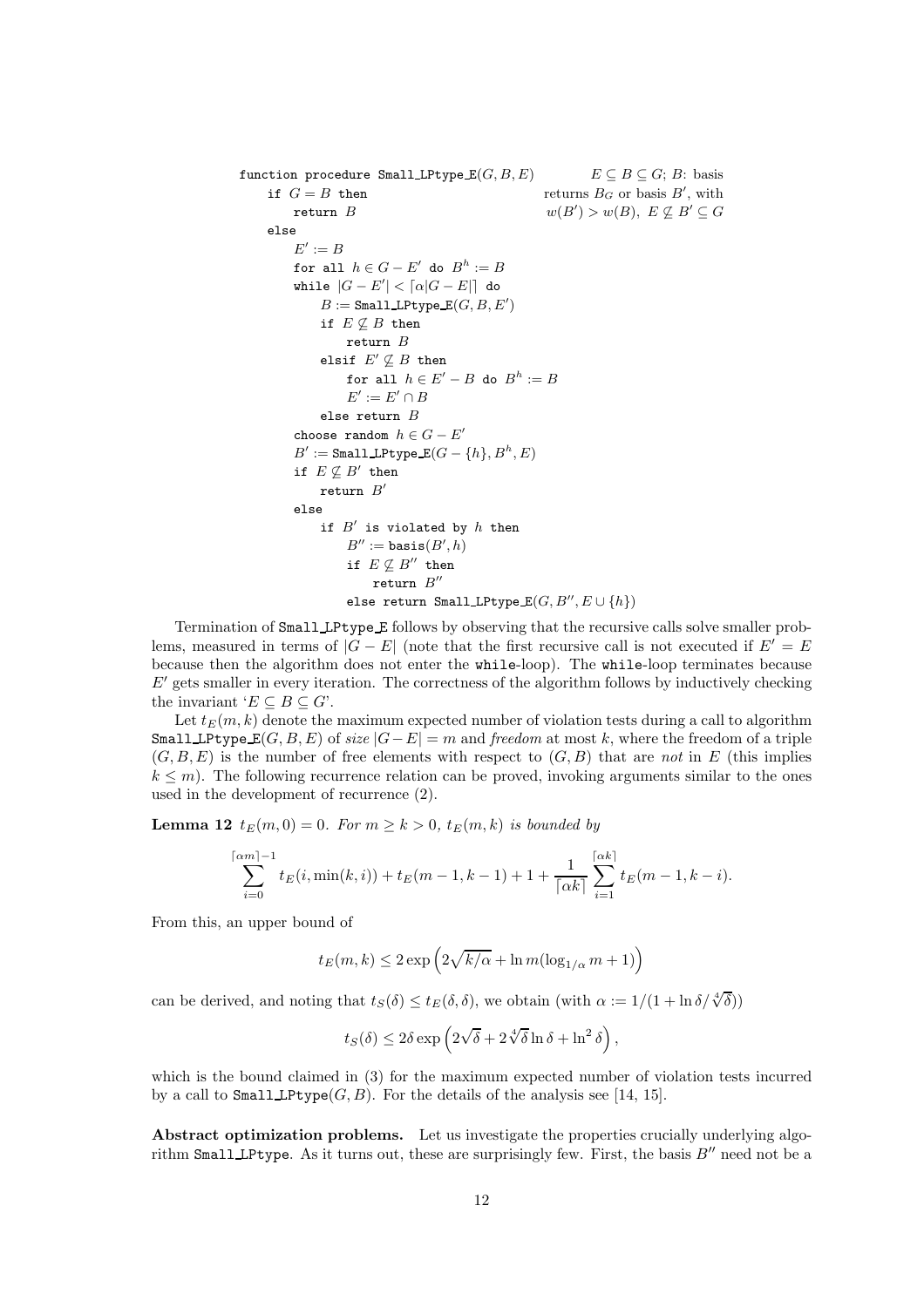```
function procedure Small_LPtype_E(G, B, E)          E ⊆ B ⊆ G; B: basis
    if G = B then                                  returns B_G or basis B', with
        return B                                   w(B') > w(B), E ⊈ B' ⊆ G
    else
        E' := B
        for all h ∈ G − E' do B^h := B
        while |G − E'| < ⌈α|G − E|⌉ do
            B := Small_LPtype_E(G, B, E')
            if E ⊈ B then
                return B
            elsif E' ⊈ B then
                for all h ∈ E' − B do B^h := B
                E' := E' ∩ B
            else return B
        choose random h ∈ G − E'
        B' := Small_LPtype_E(G − {h}, B^h, E)
        if E ⊈ B' then
            return B'
        else
            if B' is violated by h then
                B'' := basis(B', h)
                if E ⊈ B'' then
                    return B''
                else return Small_LPtype_E(G, B'', E ∪ {h})
```

Termination of Small_LPtype_E follows by observing that the recursive calls solve smaller problems, measured in terms of $|G - E|$ (note that the first recursive call is not executed if $E' = E$ because then the algorithm does not enter the while-loop). The while-loop terminates because $E'$ gets smaller in every iteration. The correctness of the algorithm follows by inductively checking the invariant '$E \subseteq B \subseteq G$'.

Let $t_E(m, k)$ denote the maximum expected number of violation tests during a call to algorithm Small_LPtype_E$(G, B, E)$ of *size* $|G - E| = m$ and *freedom* at most $k$, where the freedom of a triple $(G, B, E)$ is the number of free elements with respect to $(G, B)$ that are *not* in $E$ (this implies $k \leq m$). The following recurrence relation can be proved, invoking arguments similar to the ones used in the development of recurrence (2).

**Lemma 12** *$t_E(m, 0) = 0$. For $m \geq k > 0$, $t_E(m, k)$ is bounded by*

$$\sum_{i=0}^{\lceil \alpha m \rceil - 1} t_E(i, \min(k, i)) + t_E(m-1, k-1) + 1 + \frac{1}{\lceil \alpha k \rceil} \sum_{i=1}^{\lceil \alpha k \rceil} t_E(m-1, k-i).$$

From this, an upper bound of

$$t_E(m, k) \leq 2 \exp\left(2\sqrt{k/\alpha} + \ln m(\log_{1/\alpha} m + 1)\right)$$

can be derived, and noting that $t_S(\delta) \leq t_E(\delta, \delta)$, we obtain (with $\alpha := 1/(1 + \ln \delta / \sqrt[4]{\delta})$)

$$t_S(\delta) \leq 2\delta \exp\left(2\sqrt{\delta} + 2\sqrt[4]{\delta} \ln \delta + \ln^2 \delta\right),$$

which is the bound claimed in (3) for the maximum expected number of violation tests incurred by a call to Small_LPtype$(G, B)$. For the details of the analysis see [14, 15].

**Abstract optimization problems.** Let us investigate the properties crucially underlying algorithm Small_LPtype. As it turns out, these are surprisingly few. First, the basis $B''$ need not be a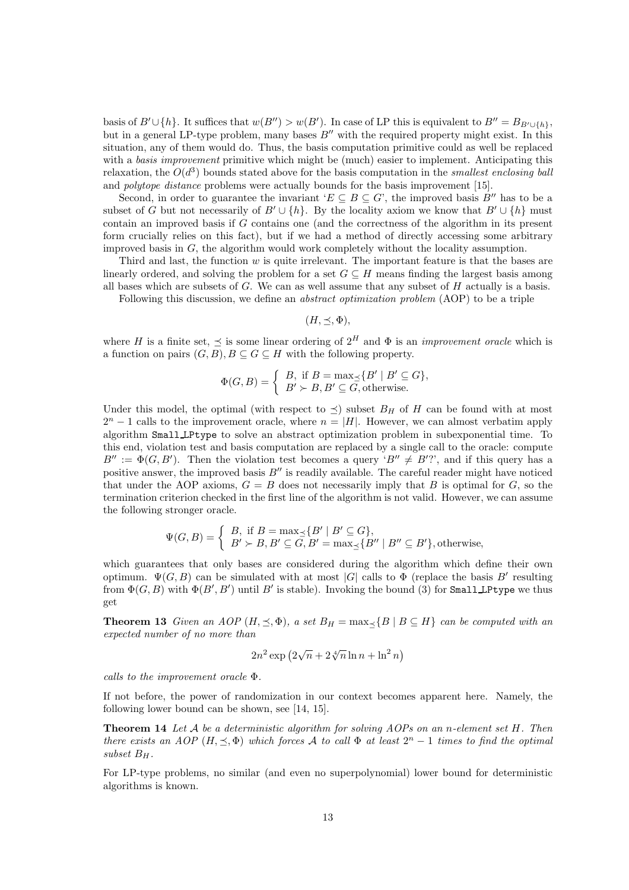basis of $B' \cup \{h\}$. It suffices that $w(B'') > w(B')$. In case of LP this is equivalent to $B'' = B_{B' \cup \{h\}}$, but in a general LP-type problem, many bases $B''$ with the required property might exist. In this situation, any of them would do. Thus, the basis computation primitive could as well be replaced with a *basis improvement* primitive which might be (much) easier to implement. Anticipating this relaxation, the $O(d^3)$ bounds stated above for the basis computation in the *smallest enclosing ball* and *polytope distance* problems were actually bounds for the basis improvement [15].

Second, in order to guarantee the invariant '$E \subseteq B \subseteq G$', the improved basis $B''$ has to be a subset of $G$ but not necessarily of $B' \cup \{h\}$. By the locality axiom we know that $B' \cup \{h\}$ must contain an improved basis if $G$ contains one (and the correctness of the algorithm in its present form crucially relies on this fact), but if we had a method of directly accessing some arbitrary improved basis in $G$, the algorithm would work completely without the locality assumption.

Third and last, the function $w$ is quite irrelevant. The important feature is that the bases are linearly ordered, and solving the problem for a set $G \subseteq H$ means finding the largest basis among all bases which are subsets of $G$. We can as well assume that any subset of $H$ actually is a basis.

Following this discussion, we define an *abstract optimization problem* (AOP) to be a triple

$$(H, \preceq, \Phi),$$

where $H$ is a finite set, $\preceq$ is some linear ordering of $2^H$ and $\Phi$ is an *improvement oracle* which is a function on pairs $(G, B), B \subseteq G \subseteq H$ with the following property.

$$\Phi(G, B) = \begin{cases} B, \text{ if } B = \max_{\preceq}\{B' \mid B' \subseteq G\}, \\ B' \succ B, B' \subseteq G, \text{otherwise.} \end{cases}$$

Under this model, the optimal (with respect to $\preceq$) subset $B_H$ of $H$ can be found with at most $2^n - 1$ calls to the improvement oracle, where $n = |H|$. However, we can almost verbatim apply algorithm `Small_LPtype` to solve an abstract optimization problem in subexponential time. To this end, violation test and basis computation are replaced by a single call to the oracle: compute $B'' := \Phi(G, B')$. Then the violation test becomes a query '$B'' \neq B'$?', and if this query has a positive answer, the improved basis $B''$ is readily available. The careful reader might have noticed that under the AOP axioms, $G = B$ does not necessarily imply that $B$ is optimal for $G$, so the termination criterion checked in the first line of the algorithm is not valid. However, we can assume the following stronger oracle.

$$\Psi(G, B) = \begin{cases} B, \text{ if } B = \max_{\preceq}\{B' \mid B' \subseteq G\}, \\ B' \succ B, B' \subseteq G, B' = \max_{\preceq}\{B'' \mid B'' \subseteq B'\}, \text{otherwise,} \end{cases}$$

which guarantees that only bases are considered during the algorithm which define their own optimum. $\Psi(G, B)$ can be simulated with at most $|G|$ calls to $\Phi$ (replace the basis $B'$ resulting from $\Phi(G, B)$ with $\Phi(B', B')$ until $B'$ is stable). Invoking the bound (3) for `Small_LPtype` we thus get

**Theorem 13** *Given an AOP $(H, \preceq, \Phi)$, a set $B_H = \max_{\preceq}\{B \mid B \subseteq H\}$ can be computed with an expected number of no more than*

$$2n^2 \exp\left(2\sqrt{n} + 2\sqrt[4]{n}\ln n + \ln^2 n\right)$$

*calls to the improvement oracle $\Phi$.*

If not before, the power of randomization in our context becomes apparent here. Namely, the following lower bound can be shown, see [14, 15].

**Theorem 14** *Let $\mathcal{A}$ be a deterministic algorithm for solving AOPs on an $n$-element set $H$. Then there exists an AOP $(H, \preceq, \Phi)$ which forces $\mathcal{A}$ to call $\Phi$ at least $2^n - 1$ times to find the optimal subset $B_H$.*

For LP-type problems, no similar (and even no superpolynomial) lower bound for deterministic algorithms is known.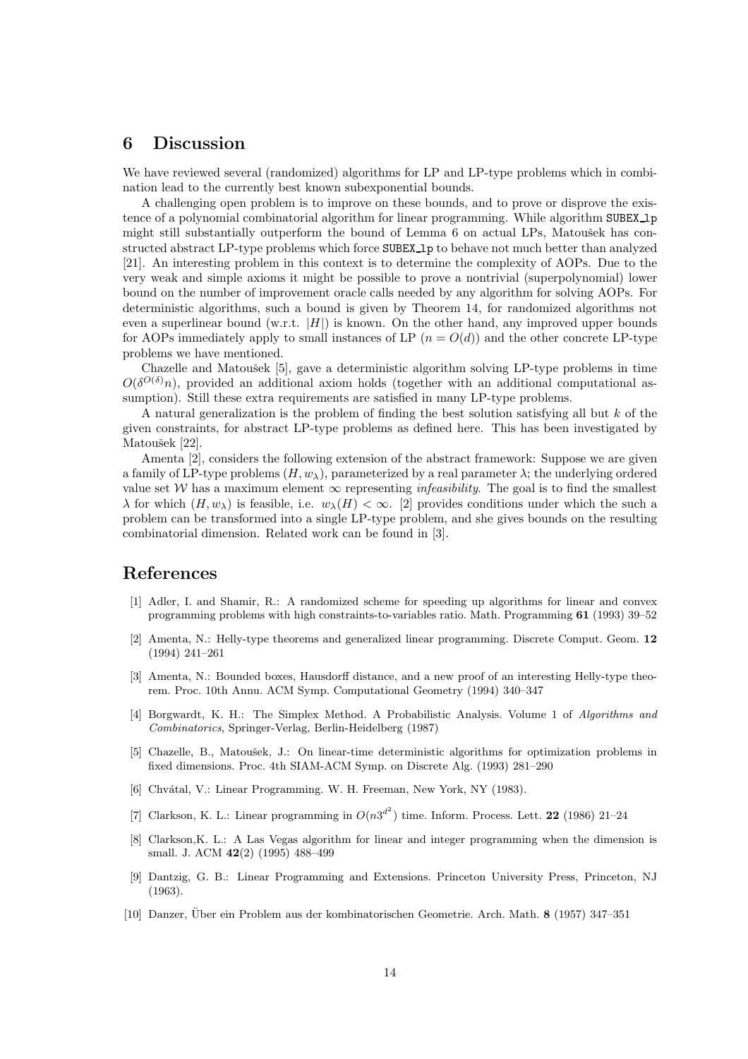## 6 Discussion

We have reviewed several (randomized) algorithms for LP and LP-type problems which in combination lead to the currently best known subexponential bounds.

A challenging open problem is to improve on these bounds, and to prove or disprove the existence of a polynomial combinatorial algorithm for linear programming. While algorithm `SUBEX_lp` might still substantially outperform the bound of Lemma 6 on actual LPs, Matoušek has constructed abstract LP-type problems which force `SUBEX_lp` to behave not much better than analyzed [21]. An interesting problem in this context is to determine the complexity of AOPs. Due to the very weak and simple axioms it might be possible to prove a nontrivial (superpolynomial) lower bound on the number of improvement oracle calls needed by any algorithm for solving AOPs. For deterministic algorithms, such a bound is given by Theorem 14, for randomized algorithms not even a superlinear bound (w.r.t. $|H|$) is known. On the other hand, any improved upper bounds for AOPs immediately apply to small instances of LP ($n = O(d)$) and the other concrete LP-type problems we have mentioned.

Chazelle and Matoušek [5], gave a deterministic algorithm solving LP-type problems in time $O(\delta^{O(\delta)}n)$, provided an additional axiom holds (together with an additional computational assumption). Still these extra requirements are satisfied in many LP-type problems.

A natural generalization is the problem of finding the best solution satisfying all but $k$ of the given constraints, for abstract LP-type problems as defined here. This has been investigated by Matoušek [22].

Amenta [2], considers the following extension of the abstract framework: Suppose we are given a family of LP-type problems $(H, w_\lambda)$, parameterized by a real parameter $\lambda$; the underlying ordered value set $\mathcal{W}$ has a maximum element $\infty$ representing *infeasibility*. The goal is to find the smallest $\lambda$ for which $(H, w_\lambda)$ is feasible, i.e. $w_\lambda(H) < \infty$. [2] provides conditions under which the such a problem can be transformed into a single LP-type problem, and she gives bounds on the resulting combinatorial dimension. Related work can be found in [3].

## References

[1] Adler, I. and Shamir, R.: A randomized scheme for speeding up algorithms for linear and convex programming problems with high constraints-to-variables ratio. Math. Programming **61** (1993) 39–52

[2] Amenta, N.: Helly-type theorems and generalized linear programming. Discrete Comput. Geom. **12** (1994) 241–261

[3] Amenta, N.: Bounded boxes, Hausdorff distance, and a new proof of an interesting Helly-type theorem. Proc. 10th Annu. ACM Symp. Computational Geometry (1994) 340–347

[4] Borgwardt, K. H.: The Simplex Method. A Probabilistic Analysis. Volume 1 of *Algorithms and Combinatorics*, Springer-Verlag, Berlin-Heidelberg (1987)

[5] Chazelle, B., Matoušek, J.: On linear-time deterministic algorithms for optimization problems in fixed dimensions. Proc. 4th SIAM-ACM Symp. on Discrete Alg. (1993) 281–290

[6] Chvátal, V.: Linear Programming. W. H. Freeman, New York, NY (1983).

[7] Clarkson, K. L.: Linear programming in $O(n3^{d^2})$ time. Inform. Process. Lett. **22** (1986) 21–24

[8] Clarkson,K. L.: A Las Vegas algorithm for linear and integer programming when the dimension is small. J. ACM **42**(2) (1995) 488–499

[9] Dantzig, G. B.: Linear Programming and Extensions. Princeton University Press, Princeton, NJ (1963).

[10] Danzer, Über ein Problem aus der kombinatorischen Geometrie. Arch. Math. **8** (1957) 347–351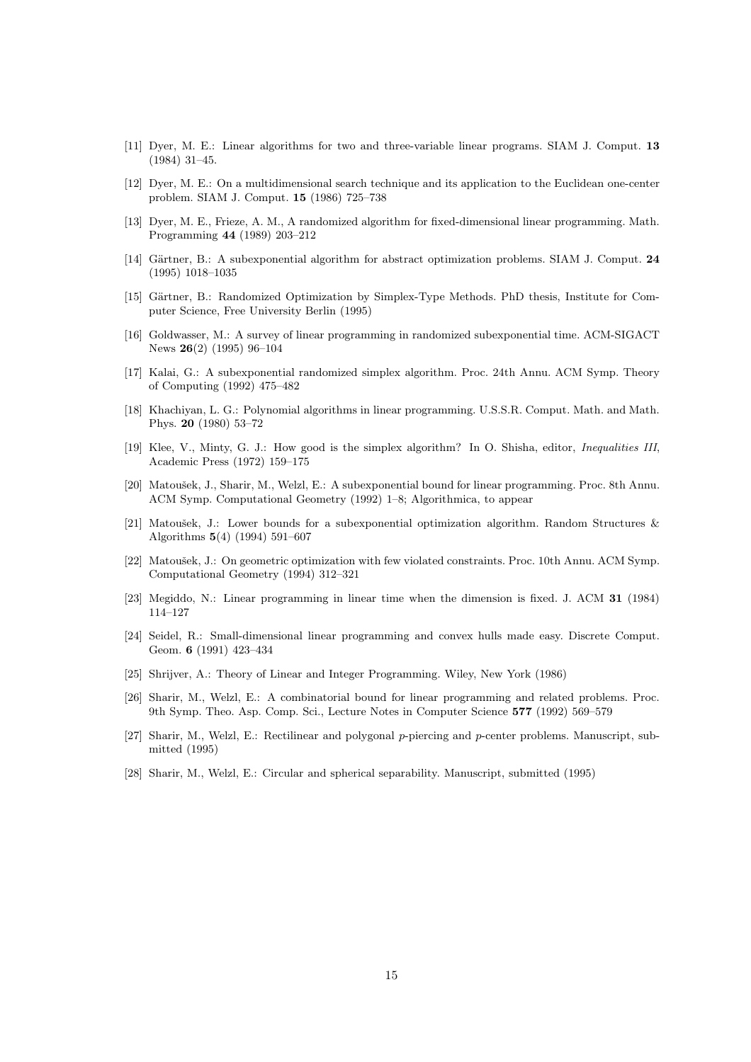[11] Dyer, M. E.: Linear algorithms for two and three-variable linear programs. SIAM J. Comput. **13** (1984) 31–45.

[12] Dyer, M. E.: On a multidimensional search technique and its application to the Euclidean one-center problem. SIAM J. Comput. **15** (1986) 725–738

[13] Dyer, M. E., Frieze, A. M., A randomized algorithm for fixed-dimensional linear programming. Math. Programming **44** (1989) 203–212

[14] Gärtner, B.: A subexponential algorithm for abstract optimization problems. SIAM J. Comput. **24** (1995) 1018–1035

[15] Gärtner, B.: Randomized Optimization by Simplex-Type Methods. PhD thesis, Institute for Computer Science, Free University Berlin (1995)

[16] Goldwasser, M.: A survey of linear programming in randomized subexponential time. ACM-SIGACT News **26**(2) (1995) 96–104

[17] Kalai, G.: A subexponential randomized simplex algorithm. Proc. 24th Annu. ACM Symp. Theory of Computing (1992) 475–482

[18] Khachiyan, L. G.: Polynomial algorithms in linear programming. U.S.S.R. Comput. Math. and Math. Phys. **20** (1980) 53–72

[19] Klee, V., Minty, G. J.: How good is the simplex algorithm? In O. Shisha, editor, *Inequalities III*, Academic Press (1972) 159–175

[20] Matoušek, J., Sharir, M., Welzl, E.: A subexponential bound for linear programming. Proc. 8th Annu. ACM Symp. Computational Geometry (1992) 1–8; Algorithmica, to appear

[21] Matoušek, J.: Lower bounds for a subexponential optimization algorithm. Random Structures & Algorithms **5**(4) (1994) 591–607

[22] Matoušek, J.: On geometric optimization with few violated constraints. Proc. 10th Annu. ACM Symp. Computational Geometry (1994) 312–321

[23] Megiddo, N.: Linear programming in linear time when the dimension is fixed. J. ACM **31** (1984) 114–127

[24] Seidel, R.: Small-dimensional linear programming and convex hulls made easy. Discrete Comput. Geom. **6** (1991) 423–434

[25] Shrijver, A.: Theory of Linear and Integer Programming. Wiley, New York (1986)

[26] Sharir, M., Welzl, E.: A combinatorial bound for linear programming and related problems. Proc. 9th Symp. Theo. Asp. Comp. Sci., Lecture Notes in Computer Science **577** (1992) 569–579

[27] Sharir, M., Welzl, E.: Rectilinear and polygonal $p$-piercing and $p$-center problems. Manuscript, submitted (1995)

[28] Sharir, M., Welzl, E.: Circular and spherical separability. Manuscript, submitted (1995)